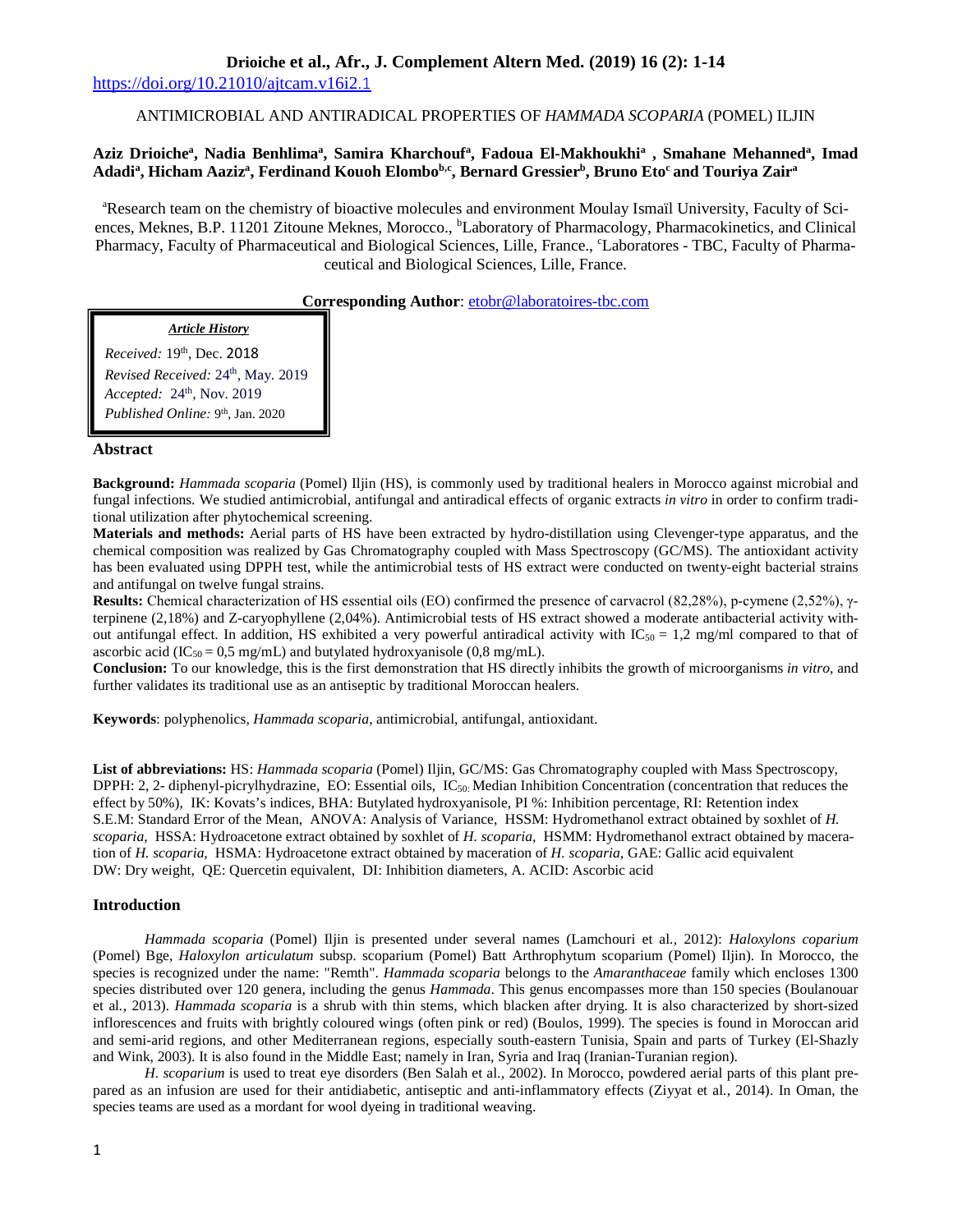https://doi.org/10.21010/ajtcam.v16i2.1

# ANTIMICROBIAL AND ANTIRADICAL PROPERTIES OF *HAMMADA SCOPARIA* (POMEL) ILJIN

**Aziz Drioiche[a], Nadia Benhlima[a], Samira Kharchouf[a], Fadoua El-Makhoukhi[a], Smahane Mehanned[a], Imad Adadi[a], Hicham Aaziz[a], Ferdinand Kouoh Elombo[b,c], Bernard Gressier[b], Bruno Eto[c] and Touriya Zair[a]**

[a]Research team on the chemistry of bioactive molecules and environment Moulay Ismaïl University, Faculty of Sciences, Meknes, B.P. 11201 Zitoune Meknes, Morocco., [b]Laboratory of Pharmacology, Pharmacokinetics, and Clinical Pharmacy, Faculty of Pharmaceutical and Biological Sciences, Lille, France., [c]Laboratores - TBC, Faculty of Pharmaceutical and Biological Sciences, Lille, France.

**Corresponding Author**: etobr@laboratoires-tbc.com

***Article History***

*Received:* 19th, Dec. 2018
*Revised Received:* 24th, May. 2019
*Accepted:* 24th, Nov. 2019
*Published Online:* 9th, Jan. 2020

## Abstract

**Background:** *Hammada scoparia* (Pomel) Iljin (HS), is commonly used by traditional healers in Morocco against microbial and fungal infections. We studied antimicrobial, antifungal and antiradical effects of organic extracts *in vitro* in order to confirm traditional utilization after phytochemical screening.

**Materials and methods:** Aerial parts of HS have been extracted by hydro-distillation using Clevenger-type apparatus, and the chemical composition was realized by Gas Chromatography coupled with Mass Spectroscopy (GC/MS). The antioxidant activity has been evaluated using DPPH test, while the antimicrobial tests of HS extract were conducted on twenty-eight bacterial strains and antifungal on twelve fungal strains.

**Results:** Chemical characterization of HS essential oils (EO) confirmed the presence of carvacrol (82,28%), p-cymene (2,52%), γ-terpinene (2,18%) and Z-caryophyllene (2,04%). Antimicrobial tests of HS extract showed a moderate antibacterial activity without antifungal effect. In addition, HS exhibited a very powerful antiradical activity with $IC_{50}$ = 1,2 mg/ml compared to that of ascorbic acid ($IC_{50}$ = 0,5 mg/mL) and butylated hydroxyanisole (0,8 mg/mL).

**Conclusion:** To our knowledge, this is the first demonstration that HS directly inhibits the growth of microorganisms *in vitro*, and further validates its traditional use as an antiseptic by traditional Moroccan healers.

**Keywords**: polyphenolics, *Hammada scoparia*, antimicrobial, antifungal, antioxidant.

**List of abbreviations:** HS: *Hammada scoparia* (Pomel) Iljin, GC/MS: Gas Chromatography coupled with Mass Spectroscopy, DPPH: 2, 2- diphenyl-picrylhydrazine, EO: Essential oils, $IC_{50}$: Median Inhibition Concentration (concentration that reduces the effect by 50%), IK: Kovats's indices, BHA: Butylated hydroxyanisole, PI %: Inhibition percentage, RI: Retention index S.E.M: Standard Error of the Mean, ANOVA: Analysis of Variance, HSSM: Hydromethanol extract obtained by soxhlet of *H. scoparia,* HSSA: Hydroacetone extract obtained by soxhlet of *H. scoparia,* HSMM: Hydromethanol extract obtained by maceration of *H. scoparia,* HSMA: Hydroacetone extract obtained by maceration of *H. scoparia,* GAE: Gallic acid equivalent DW: Dry weight, QE: Quercetin equivalent, DI: Inhibition diameters, A. ACID: Ascorbic acid

## Introduction

*Hammada scoparia* (Pomel) Iljin is presented under several names (Lamchouri et al., 2012): *Haloxylons coparium* (Pomel) Bge, *Haloxylon articulatum* subsp. scoparium (Pomel) Batt Arthrophytum scoparium (Pomel) Iljin). In Morocco, the species is recognized under the name: "Remth". *Hammada scoparia* belongs to the *Amaranthaceae* family which encloses 1300 species distributed over 120 genera, including the genus *Hammada*. This genus encompasses more than 150 species (Boulanouar et al., 2013). *Hammada scoparia* is a shrub with thin stems, which blacken after drying. It is also characterized by short-sized inflorescences and fruits with brightly coloured wings (often pink or red) (Boulos, 1999). The species is found in Moroccan arid and semi-arid regions, and other Mediterranean regions, especially south-eastern Tunisia, Spain and parts of Turkey (El-Shazly and Wink, 2003). It is also found in the Middle East; namely in Iran, Syria and Iraq (Iranian-Turanian region).

*H. scoparium* is used to treat eye disorders (Ben Salah et al., 2002). In Morocco, powdered aerial parts of this plant prepared as an infusion are used for their antidiabetic, antiseptic and anti-inflammatory effects (Ziyyat et al., 2014). In Oman, the species teams are used as a mordant for wool dyeing in traditional weaving.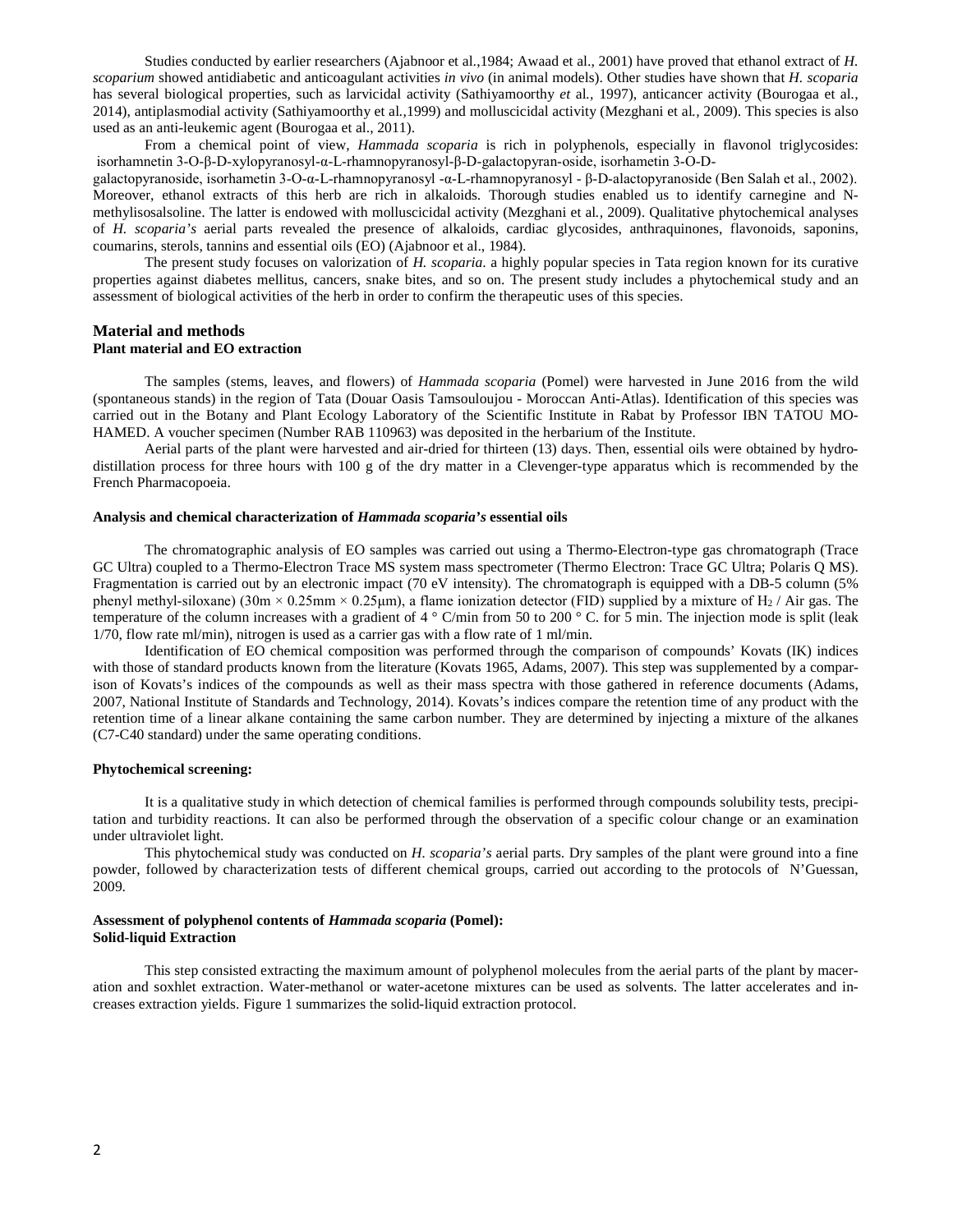Studies conducted by earlier researchers (Ajabnoor et al.,1984; Awaad et al., 2001) have proved that ethanol extract of *H. scoparium* showed antidiabetic and anticoagulant activities *in vivo* (in animal models). Other studies have shown that *H. scoparia* has several biological properties, such as larvicidal activity (Sathiyamoorthy *et* al., 1997), anticancer activity (Bourogaa et al., 2014), antiplasmodial activity (Sathiyamoorthy et al.,1999) and molluscicidal activity (Mezghani et al., 2009). This species is also used as an anti-leukemic agent (Bourogaa et al., 2011).

From a chemical point of view, *Hammada scoparia* is rich in polyphenols, especially in flavonol triglycosides: isorhamnetin 3-O-β-D-xylopyranosyl-α-L-rhamnopyranosyl-β-D-galactopyran-oside, isorhametin 3-O-D-galactopyranoside, isorhametin 3-O-α-L-rhamnopyranosyl -α-L-rhamnopyranosyl - β-D-alactopyranoside (Ben Salah et al., 2002). Moreover, ethanol extracts of this herb are rich in alkaloids. Thorough studies enabled us to identify carnegine and N-methylisosalsoline. The latter is endowed with molluscicidal activity (Mezghani et al., 2009). Qualitative phytochemical analyses of *H. scoparia's* aerial parts revealed the presence of alkaloids, cardiac glycosides, anthraquinones, flavonoids, saponins, coumarins, sterols, tannins and essential oils (EO) (Ajabnoor et al., 1984).

The present study focuses on valorization of *H. scoparia*. a highly popular species in Tata region known for its curative properties against diabetes mellitus, cancers, snake bites, and so on. The present study includes a phytochemical study and an assessment of biological activities of the herb in order to confirm the therapeutic uses of this species.

## Material and methods

### Plant material and EO extraction

The samples (stems, leaves, and flowers) of *Hammada scoparia* (Pomel) were harvested in June 2016 from the wild (spontaneous stands) in the region of Tata (Douar Oasis Tamsouloujou - Moroccan Anti-Atlas). Identification of this species was carried out in the Botany and Plant Ecology Laboratory of the Scientific Institute in Rabat by Professor IBN TATOU MO-HAMED. A voucher specimen (Number RAB 110963) was deposited in the herbarium of the Institute.

Aerial parts of the plant were harvested and air-dried for thirteen (13) days. Then, essential oils were obtained by hydro-distillation process for three hours with 100 g of the dry matter in a Clevenger-type apparatus which is recommended by the French Pharmacopoeia.

### Analysis and chemical characterization of *Hammada scoparia's* essential oils

The chromatographic analysis of EO samples was carried out using a Thermo-Electron-type gas chromatograph (Trace GC Ultra) coupled to a Thermo-Electron Trace MS system mass spectrometer (Thermo Electron: Trace GC Ultra; Polaris Q MS). Fragmentation is carried out by an electronic impact (70 eV intensity). The chromatograph is equipped with a DB-5 column (5% phenyl methyl-siloxane) (30m × 0.25mm × 0.25µm), a flame ionization detector (FID) supplied by a mixture of $H_2$ / Air gas. The temperature of the column increases with a gradient of 4 ° C/min from 50 to 200 ° C. for 5 min. The injection mode is split (leak 1/70, flow rate ml/min), nitrogen is used as a carrier gas with a flow rate of 1 ml/min.

Identification of EO chemical composition was performed through the comparison of compounds' Kovats (IK) indices with those of standard products known from the literature (Kovats 1965, Adams, 2007). This step was supplemented by a comparison of Kovats's indices of the compounds as well as their mass spectra with those gathered in reference documents (Adams, 2007, National Institute of Standards and Technology, 2014). Kovats's indices compare the retention time of any product with the retention time of a linear alkane containing the same carbon number. They are determined by injecting a mixture of the alkanes (C7-C40 standard) under the same operating conditions.

### Phytochemical screening:

It is a qualitative study in which detection of chemical families is performed through compounds solubility tests, precipitation and turbidity reactions. It can also be performed through the observation of a specific colour change or an examination under ultraviolet light.

This phytochemical study was conducted on *H. scoparia's* aerial parts. Dry samples of the plant were ground into a fine powder, followed by characterization tests of different chemical groups, carried out according to the protocols of N'Guessan, 2009.

### Assessment of polyphenol contents of *Hammada scoparia* (Pomel):

### Solid-liquid Extraction

This step consisted extracting the maximum amount of polyphenol molecules from the aerial parts of the plant by maceration and soxhlet extraction. Water-methanol or water-acetone mixtures can be used as solvents. The latter accelerates and increases extraction yields. Figure 1 summarizes the solid-liquid extraction protocol.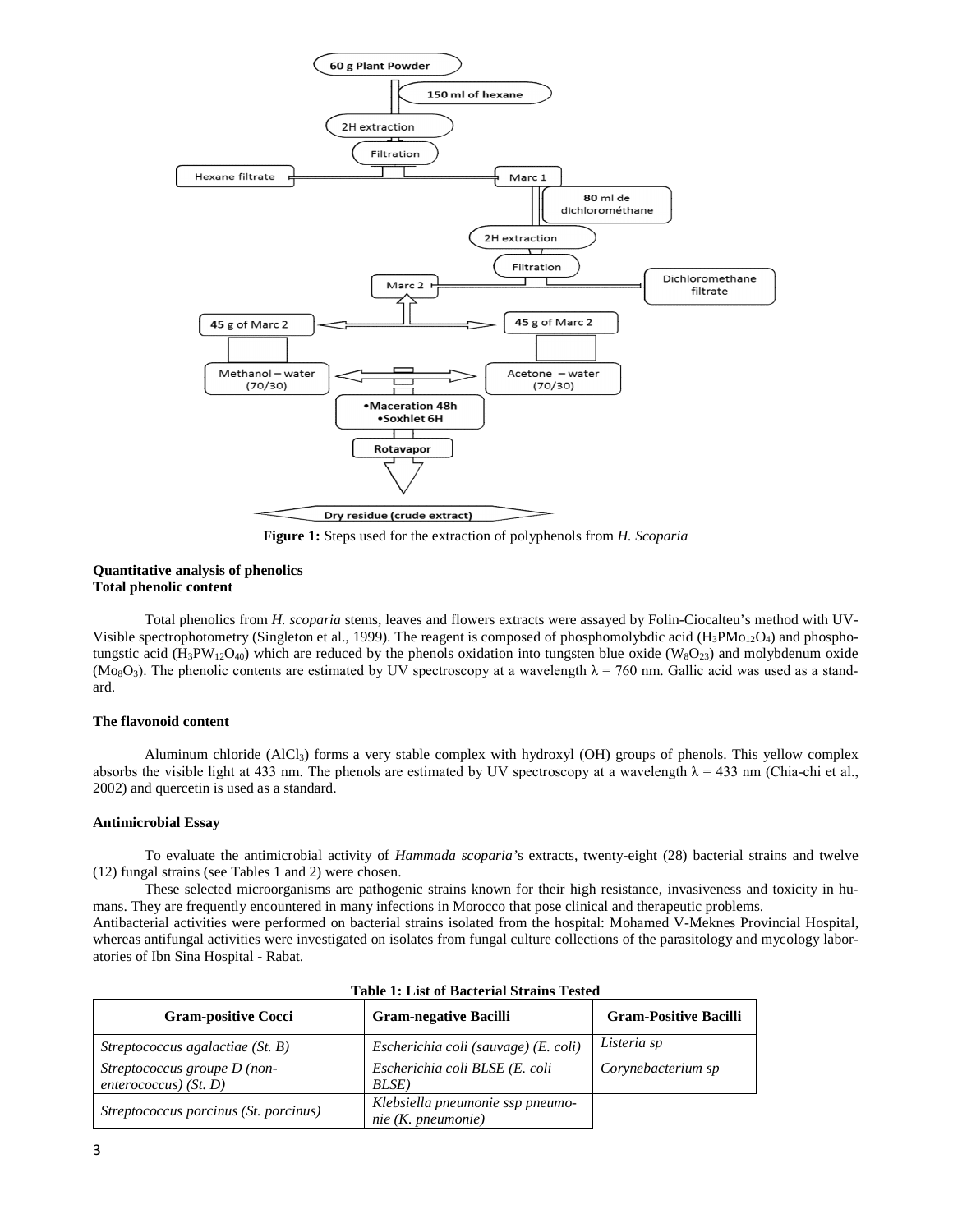**Figure 1:** Steps used for the extraction of polyphenols from *H. Scoparia*

**Quantitative analysis of phenolics**
**Total phenolic content**

Total phenolics from *H. scoparia* stems, leaves and flowers extracts were assayed by Folin-Ciocalteu's method with UV-Visible spectrophotometry (Singleton et al., 1999). The reagent is composed of phosphomolybdic acid ($H_3PMo_{12}O_4$) and phosphotungstic acid ($H_3PW_{12}O_{40}$) which are reduced by the phenols oxidation into tungsten blue oxide ($W_8O_{23}$) and molybdenum oxide ($Mo_8O_3$). The phenolic contents are estimated by UV spectroscopy at a wavelength $\lambda = 760$ nm. Gallic acid was used as a standard.

**The flavonoid content**

Aluminum chloride ($AlCl_3$) forms a very stable complex with hydroxyl (OH) groups of phenols. This yellow complex absorbs the visible light at 433 nm. The phenols are estimated by UV spectroscopy at a wavelength $\lambda = 433$ nm (Chia-chi et al., 2002) and quercetin is used as a standard.

**Antimicrobial Essay**

To evaluate the antimicrobial activity of *Hammada scoparia*'s extracts, twenty-eight (28) bacterial strains and twelve (12) fungal strains (see Tables 1 and 2) were chosen.

These selected microorganisms are pathogenic strains known for their high resistance, invasiveness and toxicity in humans. They are frequently encountered in many infections in Morocco that pose clinical and therapeutic problems.

Antibacterial activities were performed on bacterial strains isolated from the hospital: Mohamed V-Meknes Provincial Hospital, whereas antifungal activities were investigated on isolates from fungal culture collections of the parasitology and mycology laboratories of Ibn Sina Hospital - Rabat.

**Table 1: List of Bacterial Strains Tested**

| Gram-positive Cocci | Gram-negative Bacilli | Gram-Positive Bacilli |
|---|---|---|
| *Streptococcus agalactiae (St. B)* | *Escherichia coli (sauvage) (E. coli)* | *Listeria sp* |
| *Streptococcus groupe D (non-enterococcus) (St. D)* | *Escherichia coli BLSE (E. coli BLSE)* | *Corynebacterium sp* |
| *Streptococcus porcinus (St. porcinus)* | *Klebsiella pneumonie ssp pneumonie (K. pneumonie)* | |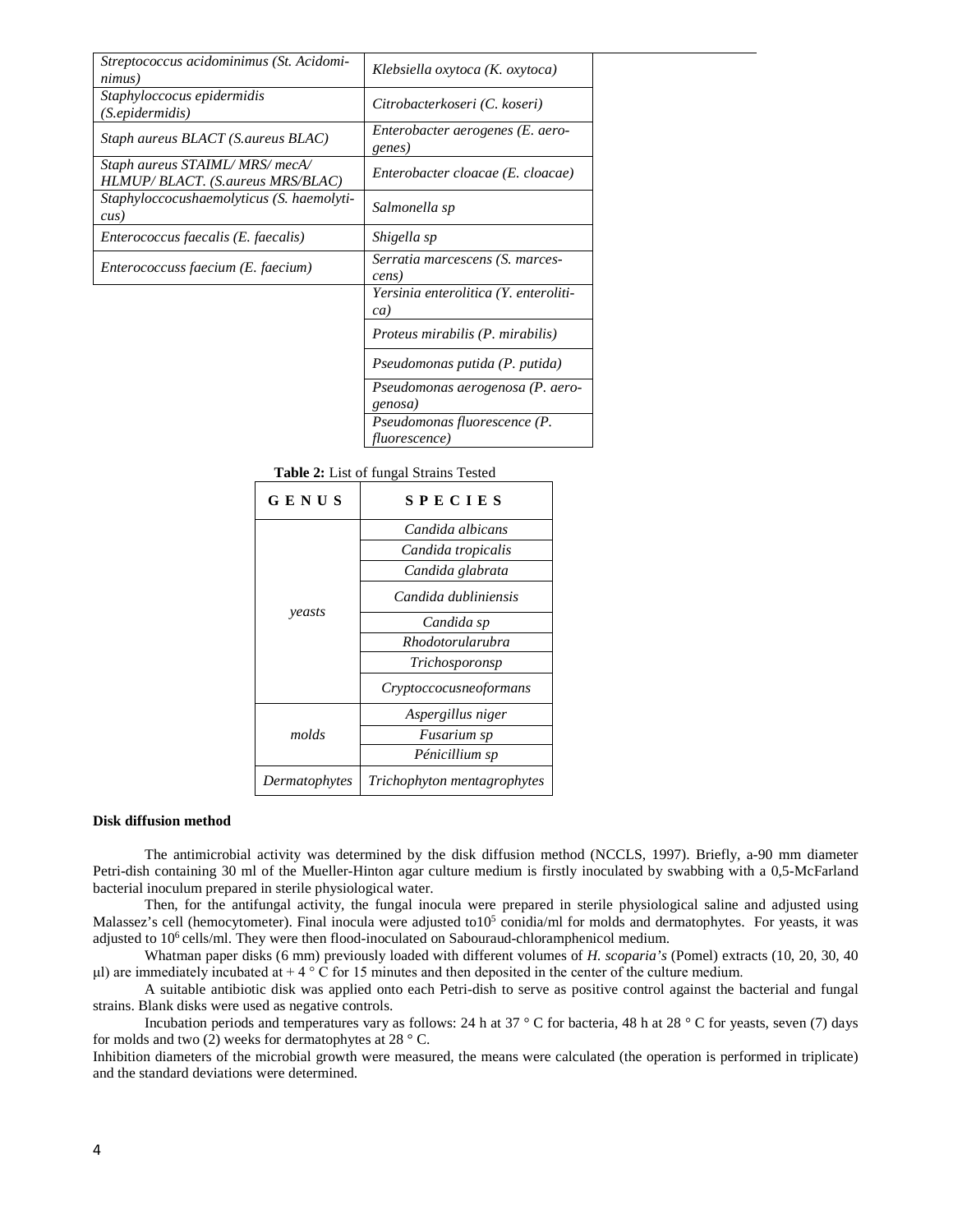| | |
|---|---|
| *Streptococcus acidominimus (St. Acidominimus)* | *Klebsiella oxytoca (K. oxytoca)* |
| *Staphyloccocus epidermidis (S.epidermidis)* | *Citrobacterkoseri (C. koseri)* |
| *Staph aureus BLACT (S.aureus BLAC)* | *Enterobacter aerogenes (E. aerogenes)* |
| *Staph aureus STAIML/ MRS/ mecA/ HLMUP/ BLACT. (S.aureus MRS/BLAC)* | *Enterobacter cloacae (E. cloacae)* |
| *Staphyloccocushaemolyticus (S. haemolyticus)* | *Salmonella sp* |
| *Enterococcus faecalis (E. faecalis)* | *Shigella sp* |
| *Enterococcuss faecium (E. faecium)* | *Serratia marcescens (S. marcescens)* |
| | *Yersinia enterolitica (Y. enterolitica)* |
| | *Proteus mirabilis (P. mirabilis)* |
| | *Pseudomonas putida (P. putida)* |
| | *Pseudomonas aerogenosa (P. aerogenosa)* |
| | *Pseudomonas fluorescence (P. fluorescence)* |

**Table 2:** List of fungal Strains Tested

| GENUS | SPECIES |
|---|---|
| *yeasts* | *Candida albicans* |
| | *Candida tropicalis* |
| | *Candida glabrata* |
| | *Candida dubliniensis* |
| | *Candida sp* |
| | *Rhodotorularubra* |
| | *Trichosporonsp* |
| | *Cryptoccocusneoformans* |
| *molds* | *Aspergillus niger* |
| | *Fusarium sp* |
| | *Pénicillium sp* |
| *Dermatophytes* | *Trichophyton mentagrophytes* |

**Disk diffusion method**

The antimicrobial activity was determined by the disk diffusion method (NCCLS, 1997). Briefly, a-90 mm diameter Petri-dish containing 30 ml of the Mueller-Hinton agar culture medium is firstly inoculated by swabbing with a 0,5-McFarland bacterial inoculum prepared in sterile physiological water.

Then, for the antifungal activity, the fungal inocula were prepared in sterile physiological saline and adjusted using Malassez's cell (hemocytometer). Final inocula were adjusted to$10^5$ conidia/ml for molds and dermatophytes. For yeasts, it was adjusted to $10^6$ cells/ml. They were then flood-inoculated on Sabouraud-chloramphenicol medium.

Whatman paper disks (6 mm) previously loaded with different volumes of *H. scoparia's* (Pomel) extracts (10, 20, 30, 40 µl) are immediately incubated at + 4 ° C for 15 minutes and then deposited in the center of the culture medium.

A suitable antibiotic disk was applied onto each Petri-dish to serve as positive control against the bacterial and fungal strains. Blank disks were used as negative controls.

Incubation periods and temperatures vary as follows: 24 h at 37 ° C for bacteria, 48 h at 28 ° C for yeasts, seven (7) days for molds and two (2) weeks for dermatophytes at 28 ° C.

Inhibition diameters of the microbial growth were measured, the means were calculated (the operation is performed in triplicate) and the standard deviations were determined.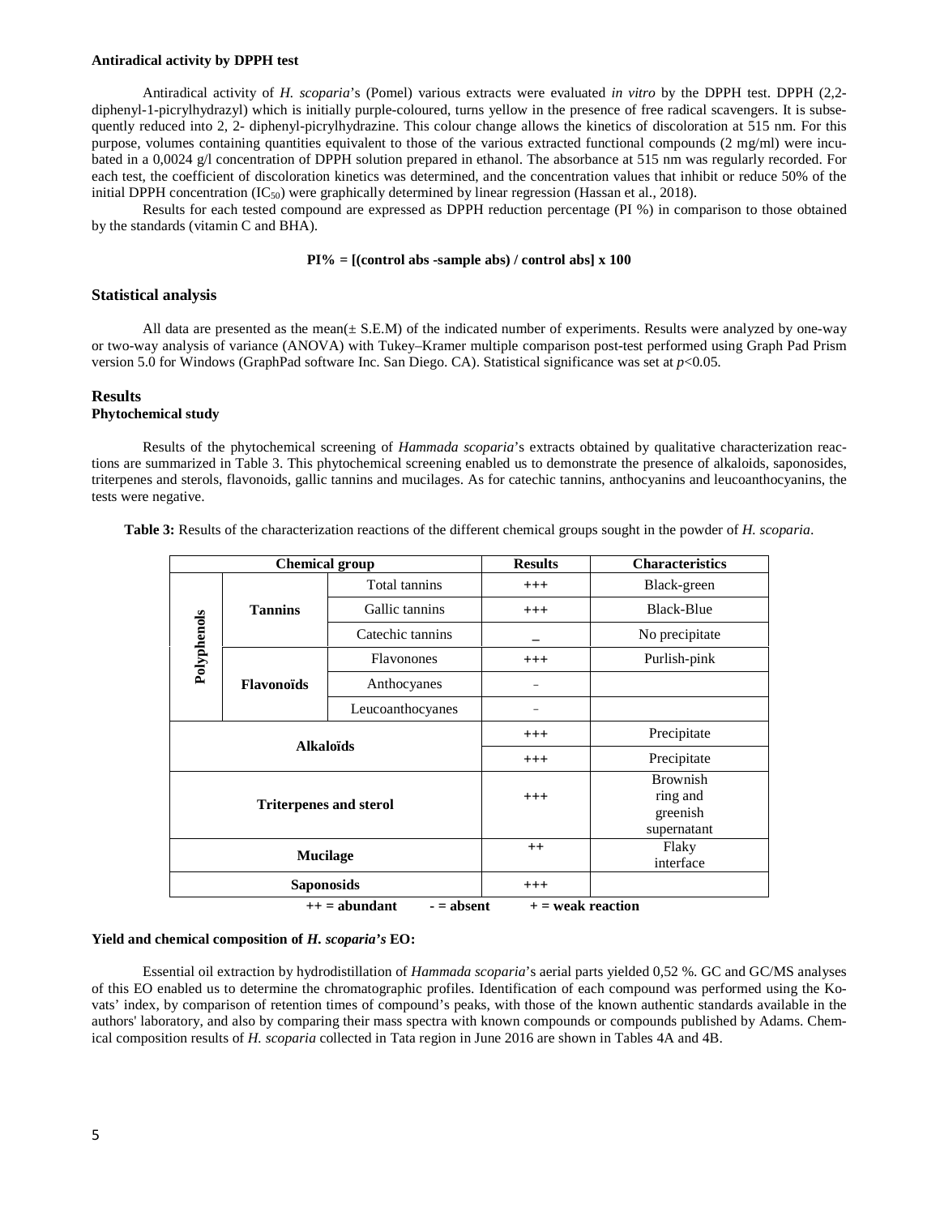#### Antiradical activity by DPPH test

Antiradical activity of *H. scoparia*'s (Pomel) various extracts were evaluated *in vitro* by the DPPH test. DPPH (2,2-diphenyl-1-picrylhydrazyl) which is initially purple-coloured, turns yellow in the presence of free radical scavengers. It is subsequently reduced into 2, 2- diphenyl-picrylhydrazine. This colour change allows the kinetics of discoloration at 515 nm. For this purpose, volumes containing quantities equivalent to those of the various extracted functional compounds (2 mg/ml) were incubated in a 0,0024 g/l concentration of DPPH solution prepared in ethanol. The absorbance at 515 nm was regularly recorded. For each test, the coefficient of discoloration kinetics was determined, and the concentration values that inhibit or reduce 50% of the initial DPPH concentration ($IC_{50}$) were graphically determined by linear regression (Hassan et al., 2018).

Results for each tested compound are expressed as DPPH reduction percentage (PI %) in comparison to those obtained by the standards (vitamin C and BHA).

**PI% = [(control abs -sample abs) / control abs] x 100**

### Statistical analysis

All data are presented as the mean(± S.E.M) of the indicated number of experiments. Results were analyzed by one-way or two-way analysis of variance (ANOVA) with Tukey–Kramer multiple comparison post-test performed using Graph Pad Prism version 5.0 for Windows (GraphPad software Inc. San Diego. CA). Statistical significance was set at $p<0.05$.

### Results

#### Phytochemical study

Results of the phytochemical screening of *Hammada scoparia*'s extracts obtained by qualitative characterization reactions are summarized in Table 3. This phytochemical screening enabled us to demonstrate the presence of alkaloids, saponosides, triterpenes and sterols, flavonoids, gallic tannins and mucilages. As for catechic tannins, anthocyanins and leucoanthocyanins, the tests were negative.

**Table 3:** Results of the characterization reactions of the different chemical groups sought in the powder of *H. scoparia*.

| Chemical group | | | Results | Characteristics |
|---|---|---|---|---|
| Polyphenols | Tannins | Total tannins | +++ | Black-green |
| | | Gallic tannins | +++ | Black-Blue |
| | | Catechic tannins | _ | No precipitate |
| | Flavonoïds | Flavonones | +++ | Purlish-pink |
| | | Anthocyanes | - | |
| | | Leucoanthocyanes | - | |
| Alkaloïds | | | +++ | Precipitate |
| | | | +++ | Precipitate |
| Triterpenes and sterol | | | +++ | Brownish ring and greenish supernatant |
| Mucilage | | | ++ | Flaky interface |
| Saponosids | | | +++ | |

**++ = abundant   - = absent   + = weak reaction**

#### Yield and chemical composition of *H. scoparia's* EO:

Essential oil extraction by hydrodistillation of *Hammada scoparia*'s aerial parts yielded 0,52 %. GC and GC/MS analyses of this EO enabled us to determine the chromatographic profiles. Identification of each compound was performed using the Kovats' index, by comparison of retention times of compound's peaks, with those of the known authentic standards available in the authors' laboratory, and also by comparing their mass spectra with known compounds or compounds published by Adams. Chemical composition results of *H. scoparia* collected in Tata region in June 2016 are shown in Tables 4A and 4B.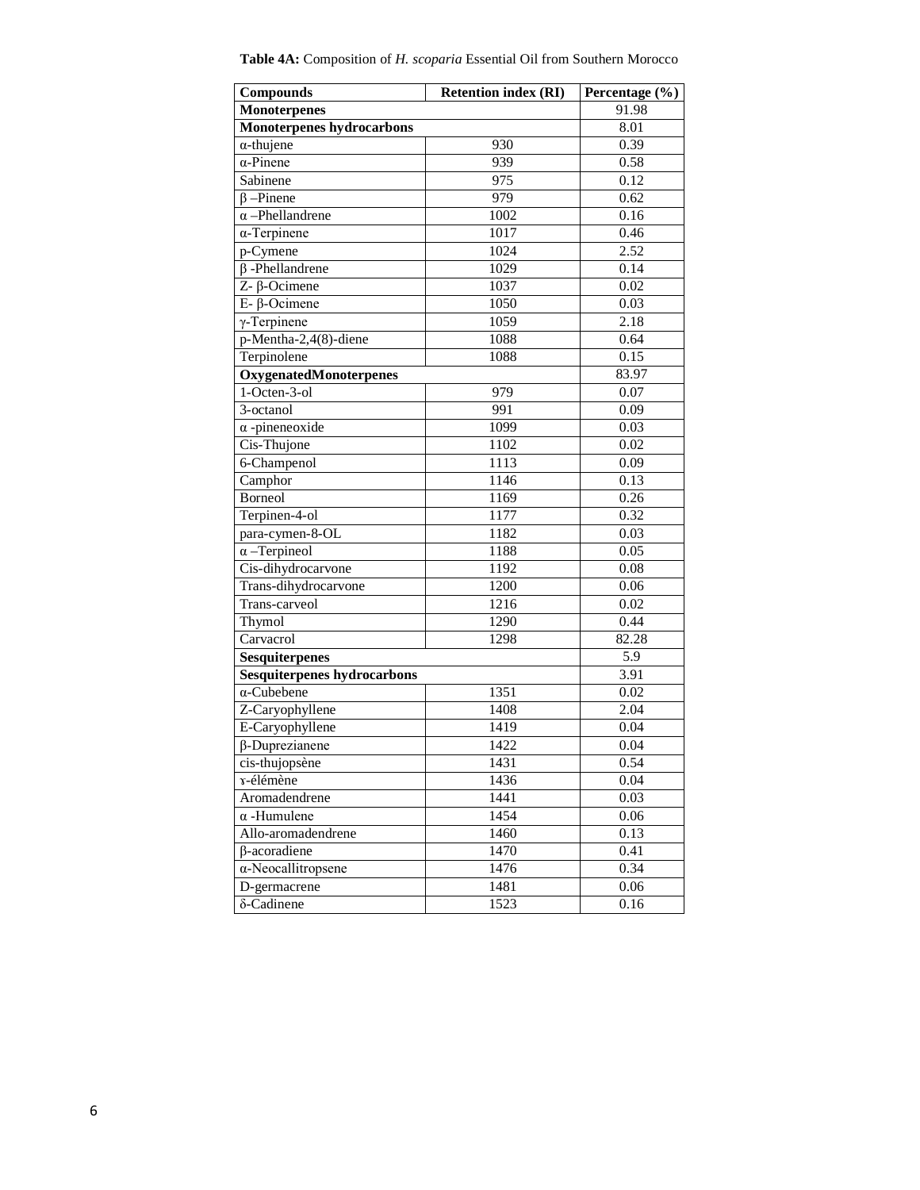**Table 4A:** Composition of *H. scoparia* Essential Oil from Southern Morocco

| Compounds | Retention index (RI) | Percentage (%) |
|---|---|---|
| **Monoterpenes** | | 91.98 |
| **Monoterpenes hydrocarbons** | | 8.01 |
| α-thujene | 930 | 0.39 |
| α-Pinene | 939 | 0.58 |
| Sabinene | 975 | 0.12 |
| β –Pinene | 979 | 0.62 |
| α –Phellandrene | 1002 | 0.16 |
| α-Terpinene | 1017 | 0.46 |
| p-Cymene | 1024 | 2.52 |
| β -Phellandrene | 1029 | 0.14 |
| Z- β-Ocimene | 1037 | 0.02 |
| E- β-Ocimene | 1050 | 0.03 |
| γ-Terpinene | 1059 | 2.18 |
| p-Mentha-2,4(8)-diene | 1088 | 0.64 |
| Terpinolene | 1088 | 0.15 |
| **OxygenatedMonoterpenes** | | 83.97 |
| 1-Octen-3-ol | 979 | 0.07 |
| 3-octanol | 991 | 0.09 |
| α -pineneoxide | 1099 | 0.03 |
| Cis-Thujone | 1102 | 0.02 |
| 6-Champenol | 1113 | 0.09 |
| Camphor | 1146 | 0.13 |
| Borneol | 1169 | 0.26 |
| Terpinen-4-ol | 1177 | 0.32 |
| para-cymen-8-OL | 1182 | 0.03 |
| α –Terpineol | 1188 | 0.05 |
| Cis-dihydrocarvone | 1192 | 0.08 |
| Trans-dihydrocarvone | 1200 | 0.06 |
| Trans-carveol | 1216 | 0.02 |
| Thymol | 1290 | 0.44 |
| Carvacrol | 1298 | 82.28 |
| **Sesquiterpenes** | | 5.9 |
| **Sesquiterpenes hydrocarbons** | | 3.91 |
| α-Cubebene | 1351 | 0.02 |
| Z-Caryophyllene | 1408 | 2.04 |
| E-Caryophyllene | 1419 | 0.04 |
| β-Duprezianene | 1422 | 0.04 |
| cis-thujopsène | 1431 | 0.54 |
| ɤ-élémène | 1436 | 0.04 |
| Aromadendrene | 1441 | 0.03 |
| α -Humulene | 1454 | 0.06 |
| Allo-aromadendrene | 1460 | 0.13 |
| β-acoradiene | 1470 | 0.41 |
| α-Neocallitropsene | 1476 | 0.34 |
| D-germacrene | 1481 | 0.06 |
| δ-Cadinene | 1523 | 0.16 |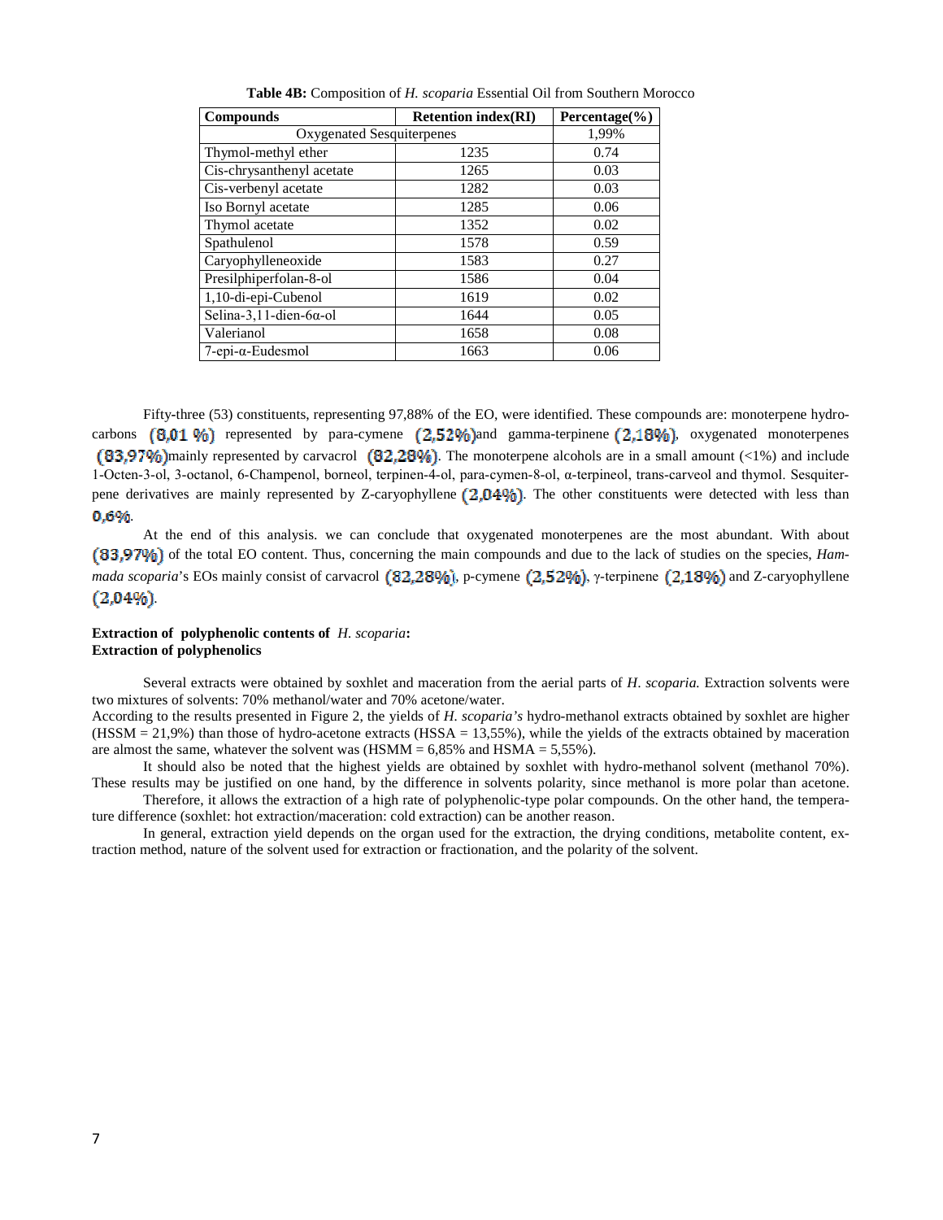**Table 4B:** Composition of *H. scoparia* Essential Oil from Southern Morocco

| Compounds | Retention index(RI) | Percentage(%) |
|---|---|---|
| Oxygenated Sesquiterpenes | | 1,99% |
| Thymol-methyl ether | 1235 | 0.74 |
| Cis-chrysanthenyl acetate | 1265 | 0.03 |
| Cis-verbenyl acetate | 1282 | 0.03 |
| Iso Bornyl acetate | 1285 | 0.06 |
| Thymol acetate | 1352 | 0.02 |
| Spathulenol | 1578 | 0.59 |
| Caryophylleneoxide | 1583 | 0.27 |
| Presilphiperfolan-8-ol | 1586 | 0.04 |
| 1,10-di-epi-Cubenol | 1619 | 0.02 |
| Selina-3,11-dien-6α-ol | 1644 | 0.05 |
| Valerianol | 1658 | 0.08 |
| 7-epi-α-Eudesmol | 1663 | 0.06 |

Fifty-three (53) constituents, representing 97,88% of the EO, were identified. These compounds are: monoterpene hydrocarbons (8,01 %) represented by para-cymene (2,52%)and gamma-terpinene (2,18%), oxygenated monoterpenes (83,97%)mainly represented by carvacrol (82,28%). The monoterpene alcohols are in a small amount (<1%) and include 1-Octen-3-ol, 3-octanol, 6-Champenol, borneol, terpinen-4-ol, para-cymen-8-ol, α-terpineol, trans-carveol and thymol. Sesquiterpene derivatives are mainly represented by Z-caryophyllene (2,04%). The other constituents were detected with less than 0,6%.

At the end of this analysis. we can conclude that oxygenated monoterpenes are the most abundant. With about (83,97%) of the total EO content. Thus, concerning the main compounds and due to the lack of studies on the species, *Hammada scoparia*'s EOs mainly consist of carvacrol (82,28%), p-cymene (2,52%), γ-terpinene (2,18%) and Z-caryophyllene (2,04%).

**Extraction of polyphenolic contents of** ***H. scoparia*****:**
**Extraction of polyphenolics**

Several extracts were obtained by soxhlet and maceration from the aerial parts of *H. scoparia.* Extraction solvents were two mixtures of solvents: 70% methanol/water and 70% acetone/water.

According to the results presented in Figure 2, the yields of *H. scoparia's* hydro-methanol extracts obtained by soxhlet are higher (HSSM = 21,9%) than those of hydro-acetone extracts (HSSA = 13,55%), while the yields of the extracts obtained by maceration are almost the same, whatever the solvent was (HSMM = 6,85% and HSMA = 5,55%).

It should also be noted that the highest yields are obtained by soxhlet with hydro-methanol solvent (methanol 70%). These results may be justified on one hand, by the difference in solvents polarity, since methanol is more polar than acetone.

Therefore, it allows the extraction of a high rate of polyphenolic-type polar compounds. On the other hand, the temperature difference (soxhlet: hot extraction/maceration: cold extraction) can be another reason.

In general, extraction yield depends on the organ used for the extraction, the drying conditions, metabolite content, extraction method, nature of the solvent used for extraction or fractionation, and the polarity of the solvent.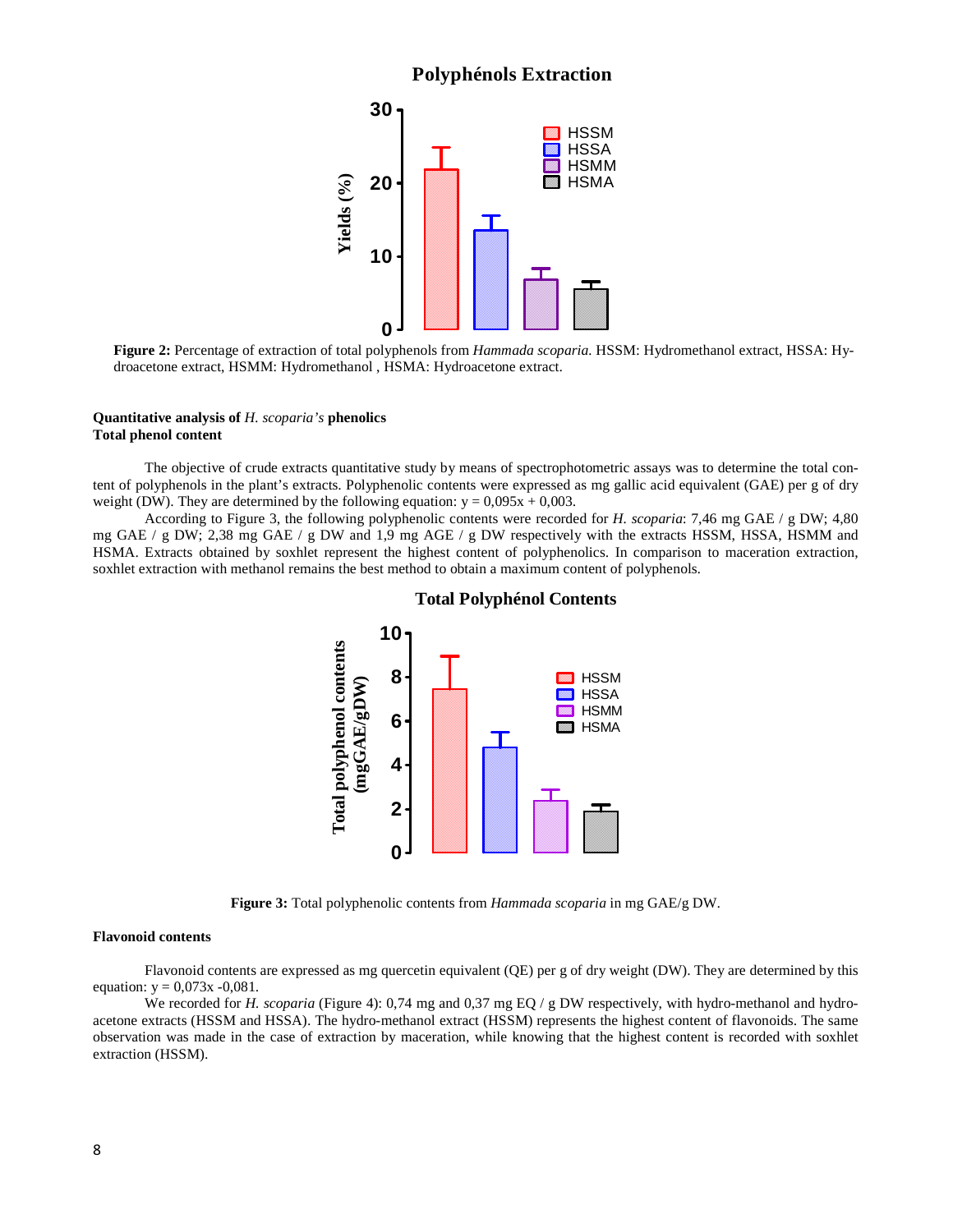**Figure 2:** Percentage of extraction of total polyphenols from *Hammada scoparia.* HSSM: Hydromethanol extract, HSSA: Hydroacetone extract, HSMM: Hydromethanol , HSMA: Hydroacetone extract.

### Quantitative analysis of *H. scoparia's* phenolics

#### Total phenol content

The objective of crude extracts quantitative study by means of spectrophotometric assays was to determine the total content of polyphenols in the plant's extracts. Polyphenolic contents were expressed as mg gallic acid equivalent (GAE) per g of dry weight (DW). They are determined by the following equation: $y = 0{,}095x + 0{,}003$.

According to Figure 3, the following polyphenolic contents were recorded for *H. scoparia*: 7,46 mg GAE / g DW; 4,80 mg GAE / g DW; 2,38 mg GAE / g DW and 1,9 mg AGE / g DW respectively with the extracts HSSM, HSSA, HSMM and HSMA. Extracts obtained by soxhlet represent the highest content of polyphenolics. In comparison to maceration extraction, soxhlet extraction with methanol remains the best method to obtain a maximum content of polyphenols.

**Figure 3:** Total polyphenolic contents from *Hammada scoparia* in mg GAE/g DW.

#### Flavonoid contents

Flavonoid contents are expressed as mg quercetin equivalent (QE) per g of dry weight (DW). They are determined by this equation: $y = 0{,}073x - 0{,}081$.

We recorded for *H. scoparia* (Figure 4): 0,74 mg and 0,37 mg EQ / g DW respectively, with hydro-methanol and hydro-acetone extracts (HSSM and HSSA). The hydro-methanol extract (HSSM) represents the highest content of flavonoids. The same observation was made in the case of extraction by maceration, while knowing that the highest content is recorded with soxhlet extraction (HSSM).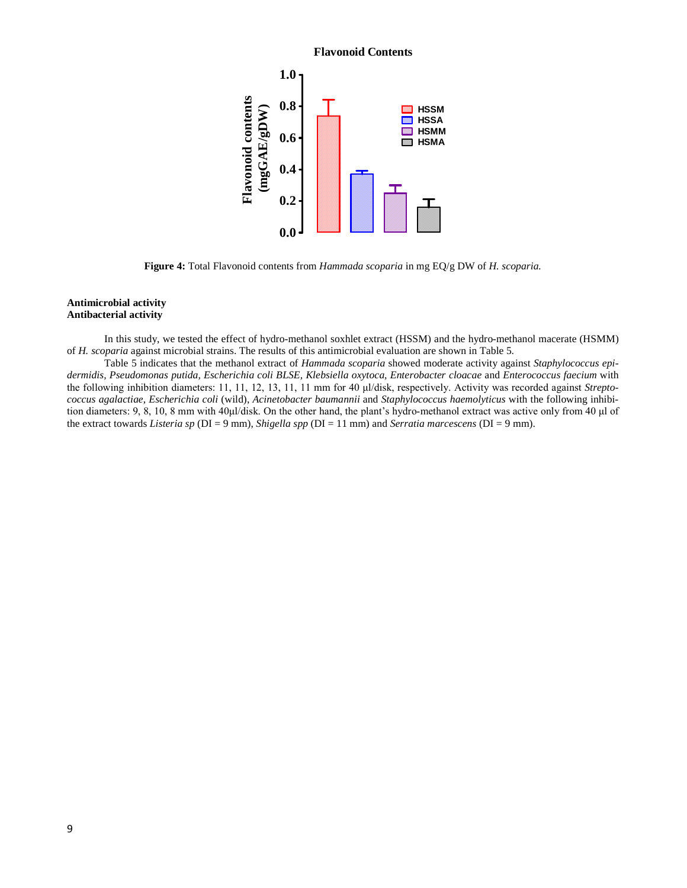**Figure 4:** Total Flavonoid contents from *Hammada scoparia* in mg EQ/g DW of *H. scoparia.*

**Antimicrobial activity**
**Antibacterial activity**

In this study, we tested the effect of hydro-methanol soxhlet extract (HSSM) and the hydro-methanol macerate (HSMM) of *H. scoparia* against microbial strains. The results of this antimicrobial evaluation are shown in Table 5.

Table 5 indicates that the methanol extract of *Hammada scoparia* showed moderate activity against *Staphylococcus epidermidis, Pseudomonas putida, Escherichia coli BLSE, Klebsiella oxytoca, Enterobacter cloacae* and *Enterococcus faecium* with the following inhibition diameters: 11, 11, 12, 13, 11, 11 mm for 40 µl/disk, respectively. Activity was recorded against *Streptococcus agalactiae*, *Escherichia coli* (wild), *Acinetobacter baumannii* and *Staphylococcus haemolyticus* with the following inhibition diameters: 9, 8, 10, 8 mm with 40µl/disk. On the other hand, the plant's hydro-methanol extract was active only from 40 µl of the extract towards *Listeria sp* (DI = 9 mm), *Shigella spp* (DI = 11 mm) and *Serratia marcescens* (DI = 9 mm).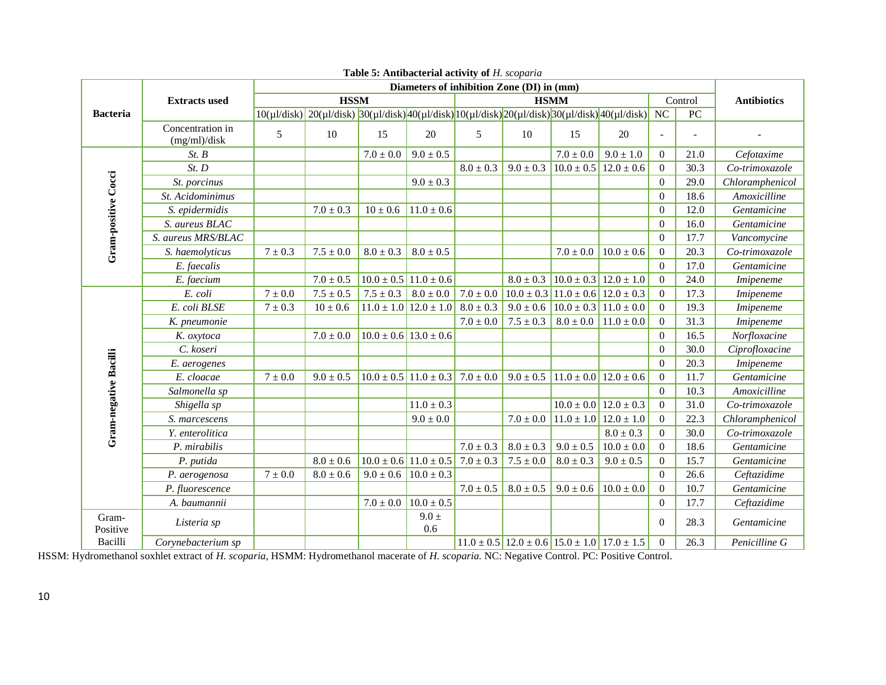**Table 5: Antibacterial activity of *H. scoparia***

| Bacteria | Extracts used | Diameters of inhibition Zone (DI) in (mm) | | | | | | | | | | Antibiotics |
|---|---|---|---|---|---|---|---|---|---|---|---|---|
| | | HSSM | | | | HSMM | | | | Control | | |
| | | 10(µl/disk) | 20(µl/disk) | 30(µl/disk) | 40(µl/disk) | 10(µl/disk) | 20(µl/disk) | 30(µl/disk) | 40(µl/disk) | NC | PC | |
| | Concentration in (mg/ml)/disk | 5 | 10 | 15 | 20 | 5 | 10 | 15 | 20 | - | - | - |
| Gram-positive Cocci | *St. B* | | | 7.0 ± 0.0 | 9.0 ± 0.5 | | | 7.0 ± 0.0 | 9.0 ± 1.0 | 0 | 21.0 | *Cefotaxime* |
| | *St. D* | | | | | 8.0 ± 0.3 | 9.0 ± 0.3 | 10.0 ± 0.5 | 12.0 ± 0.6 | 0 | 30.3 | *Co-trimoxazole* |
| | *St. porcinus* | | | | 9.0 ± 0.3 | | | | | 0 | 29.0 | *Chloramphenicol* |
| | *St. Acidominimus* | | | | | | | | | 0 | 18.6 | *Amoxicilline* |
| | *S. epidermidis* | | 7.0 ± 0.3 | 10 ± 0.6 | 11.0 ± 0.6 | | | | | 0 | 12.0 | *Gentamicine* |
| | *S. aureus BLAC* | | | | | | | | | 0 | 16.0 | *Gentamicine* |
| | *S. aureus MRS/BLAC* | | | | | | | | | 0 | 17.7 | *Vancomycine* |
| | *S. haemolyticus* | 7 ± 0.3 | 7.5 ± 0.0 | 8.0 ± 0.3 | 8.0 ± 0.5 | | | 7.0 ± 0.0 | 10.0 ± 0.6 | 0 | 20.3 | *Co-trimoxazole* |
| | *E. faecalis* | | | | | | | | | 0 | 17.0 | *Gentamicine* |
| | *E. faecium* | | 7.0 ± 0.5 | 10.0 ± 0.5 | 11.0 ± 0.6 | | 8.0 ± 0.3 | 10.0 ± 0.3 | 12.0 ± 1.0 | 0 | 24.0 | *Imipeneme* |
| Gram-negative Bacilli | *E. coli* | 7 ± 0.0 | 7.5 ± 0.5 | 7.5 ± 0.3 | 8.0 ± 0.0 | 7.0 ± 0.0 | 10.0 ± 0.3 | 11.0 ± 0.6 | 12.0 ± 0.3 | 0 | 17.3 | *Imipeneme* |
| | *E. coli BLSE* | 7 ± 0.3 | 10 ± 0.6 | 11.0 ± 1.0 | 12.0 ± 1.0 | 8.0 ± 0.3 | 9.0 ± 0.6 | 10.0 ± 0.3 | 11.0 ± 0.0 | 0 | 19.3 | *Imipeneme* |
| | *K. pneumonie* | | | | | 7.0 ± 0.0 | 7.5 ± 0.3 | 8.0 ± 0.0 | 11.0 ± 0.0 | 0 | 31.3 | *Imipeneme* |
| | *K. oxytoca* | | 7.0 ± 0.0 | 10.0 ± 0.6 | 13.0 ± 0.6 | | | | | 0 | 16.5 | *Norfloxacine* |
| | *C. koseri* | | | | | | | | | 0 | 30.0 | *Ciprofloxacine* |
| | *E. aerogenes* | | | | | | | | | 0 | 20.3 | *Imipeneme* |
| | *E. cloacae* | 7 ± 0.0 | 9.0 ± 0.5 | 10.0 ± 0.5 | 11.0 ± 0.3 | 7.0 ± 0.0 | 9.0 ± 0.5 | 11.0 ± 0.0 | 12.0 ± 0.6 | 0 | 11.7 | *Gentamicine* |
| | *Salmonella sp* | | | | | | | | | 0 | 10.3 | *Amoxicilline* |
| | *Shigella sp* | | | | 11.0 ± 0.3 | | | 10.0 ± 0.0 | 12.0 ± 0.3 | 0 | 31.0 | *Co-trimoxazole* |
| | *S. marcescens* | | | | 9.0 ± 0.0 | | 7.0 ± 0.0 | 11.0 ± 1.0 | 12.0 ± 1.0 | 0 | 22.3 | *Chloramphenicol* |
| | *Y. enterolitica* | | | | | | | | 8.0 ± 0.3 | 0 | 30.0 | *Co-trimoxazole* |
| | *P. mirabilis* | | | | | 7.0 ± 0.3 | 8.0 ± 0.3 | 9.0 ± 0.5 | 10.0 ± 0.0 | 0 | 18.6 | *Gentamicine* |
| | *P. putida* | | 8.0 ± 0.6 | 10.0 ± 0.6 | 11.0 ± 0.5 | 7.0 ± 0.3 | 7.5 ± 0.0 | 8.0 ± 0.3 | 9.0 ± 0.5 | 0 | 15.7 | *Gentamicine* |
| | *P. aerogenosa* | 7 ± 0.0 | 8.0 ± 0.6 | 9.0 ± 0.6 | 10.0 ± 0.3 | | | | | 0 | 26.6 | *Ceftazidime* |
| | *P. fluorescence* | | | | | 7.0 ± 0.5 | 8.0 ± 0.5 | 9.0 ± 0.6 | 10.0 ± 0.0 | 0 | 10.7 | *Gentamicine* |
| | *A. baumannii* | | | 7.0 ± 0.0 | 10.0 ± 0.5 | | | | | 0 | 17.7 | *Ceftazidime* |
| Gram-Positive Bacilli | *Listeria sp* | | | | 9.0 ± 0.6 | | | | | 0 | 28.3 | *Gentamicine* |
| | *Corynebacterium sp* | | | | | 11.0 ± 0.5 | 12.0 ± 0.6 | 15.0 ± 1.0 | 17.0 ± 1.5 | 0 | 26.3 | *Penicilline G* |

HSSM: Hydromethanol soxhlet extract of *H. scoparia*, HSMM: Hydromethanol macerate of *H. scoparia.* NC: Negative Control. PC: Positive Control.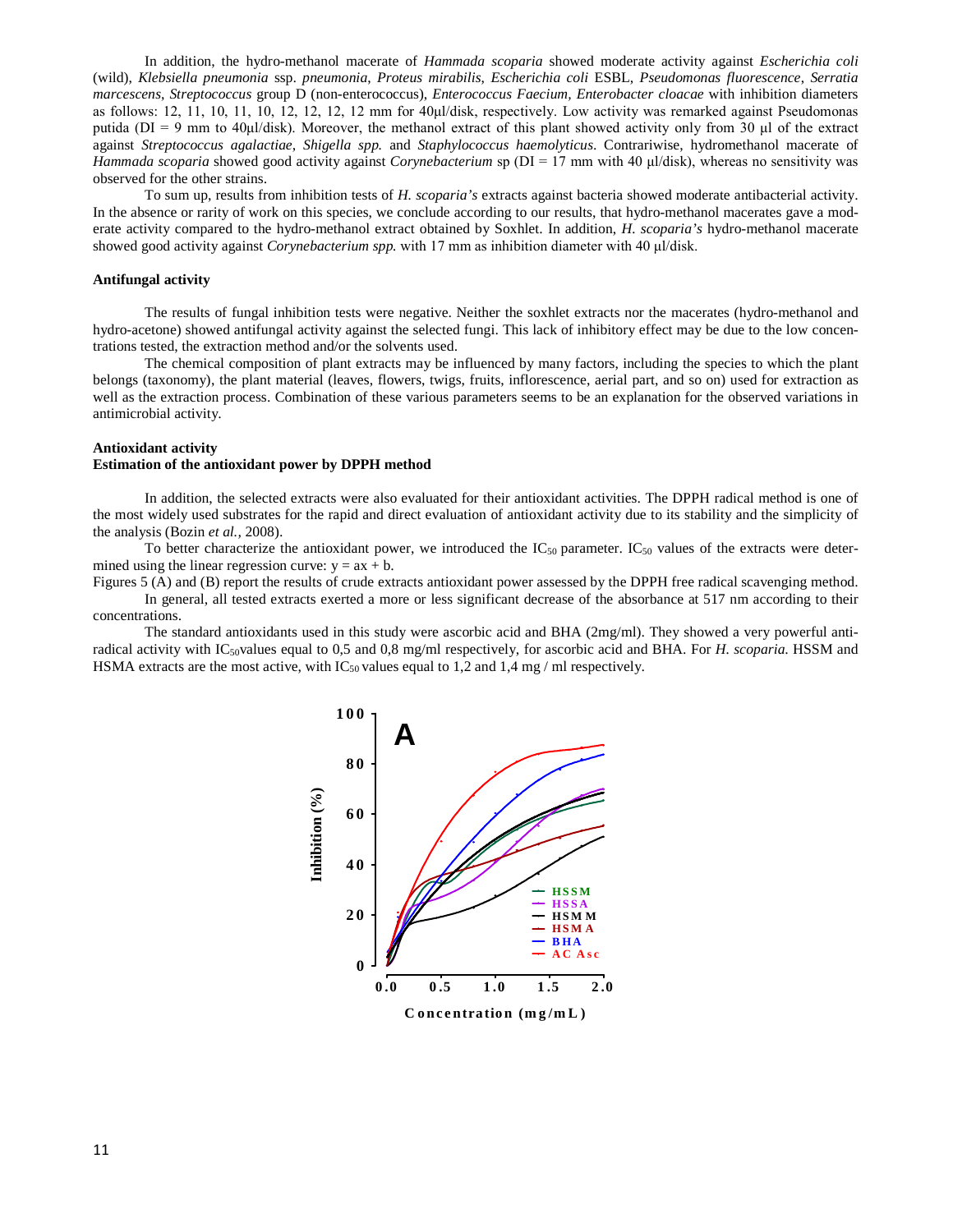In addition, the hydro-methanol macerate of *Hammada scoparia* showed moderate activity against *Escherichia coli* (wild), *Klebsiella pneumonia* ssp. *pneumonia*, *Proteus mirabilis*, *Escherichia coli* ESBL, *Pseudomonas fluorescence*, *Serratia marcescens*, *Streptococcus* group D (non-enterococcus), *Enterococcus Faecium*, *Enterobacter cloacae* with inhibition diameters as follows: 12, 11, 10, 11, 10, 12, 12, 12, 12 mm for 40µl/disk, respectively. Low activity was remarked against Pseudomonas putida (DI = 9 mm to 40µl/disk). Moreover, the methanol extract of this plant showed activity only from 30 µl of the extract against *Streptococcus agalactiae*, *Shigella spp.* and *Staphylococcus haemolyticus*. Contrariwise, hydromethanol macerate of *Hammada scoparia* showed good activity against *Corynebacterium* sp (DI = 17 mm with 40 µl/disk), whereas no sensitivity was observed for the other strains.

To sum up, results from inhibition tests of *H. scoparia's* extracts against bacteria showed moderate antibacterial activity. In the absence or rarity of work on this species, we conclude according to our results, that hydro-methanol macerates gave a moderate activity compared to the hydro-methanol extract obtained by Soxhlet. In addition, *H. scoparia's* hydro-methanol macerate showed good activity against *Corynebacterium spp.* with 17 mm as inhibition diameter with 40 µl/disk.

**Antifungal activity**

The results of fungal inhibition tests were negative. Neither the soxhlet extracts nor the macerates (hydro-methanol and hydro-acetone) showed antifungal activity against the selected fungi. This lack of inhibitory effect may be due to the low concentrations tested, the extraction method and/or the solvents used.

The chemical composition of plant extracts may be influenced by many factors, including the species to which the plant belongs (taxonomy), the plant material (leaves, flowers, twigs, fruits, inflorescence, aerial part, and so on) used for extraction as well as the extraction process. Combination of these various parameters seems to be an explanation for the observed variations in antimicrobial activity.

**Antioxidant activity**

**Estimation of the antioxidant power by DPPH method**

In addition, the selected extracts were also evaluated for their antioxidant activities. The DPPH radical method is one of the most widely used substrates for the rapid and direct evaluation of antioxidant activity due to its stability and the simplicity of the analysis (Bozin *et al.,* 2008).

To better characterize the antioxidant power, we introduced the $IC_{50}$ parameter. $IC_{50}$ values of the extracts were determined using the linear regression curve: $y = ax + b$.

Figures 5 (A) and (B) report the results of crude extracts antioxidant power assessed by the DPPH free radical scavenging method.

In general, all tested extracts exerted a more or less significant decrease of the absorbance at 517 nm according to their concentrations.

The standard antioxidants used in this study were ascorbic acid and BHA (2mg/ml). They showed a very powerful antiradical activity with $IC_{50}$values equal to 0,5 and 0,8 mg/ml respectively, for ascorbic acid and BHA. For *H. scoparia.* HSSM and HSMA extracts are the most active, with $IC_{50}$ values equal to 1,2 and 1,4 mg / ml respectively.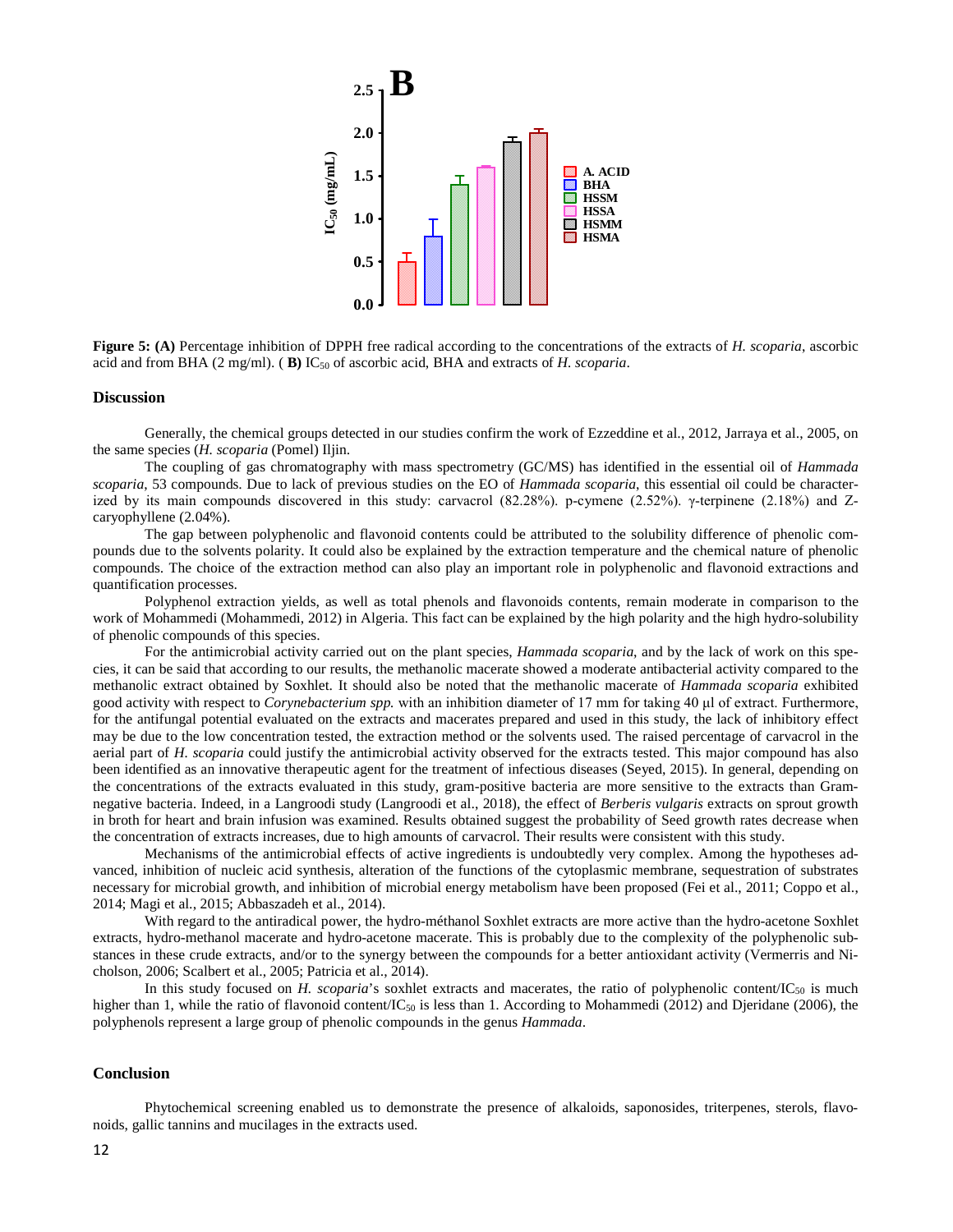**Figure 5: (A)** Percentage inhibition of DPPH free radical according to the concentrations of the extracts of *H. scoparia*, ascorbic acid and from BHA (2 mg/ml). ( **B)** $IC_{50}$ of ascorbic acid, BHA and extracts of *H. scoparia*.

## Discussion

Generally, the chemical groups detected in our studies confirm the work of Ezzeddine et al., 2012, Jarraya et al., 2005, on the same species (*H. scoparia* (Pomel) Iljin.

The coupling of gas chromatography with mass spectrometry (GC/MS) has identified in the essential oil of *Hammada scoparia*, 53 compounds. Due to lack of previous studies on the EO of *Hammada scoparia*, this essential oil could be characterized by its main compounds discovered in this study: carvacrol (82.28%). p-cymene (2.52%). γ-terpinene (2.18%) and Z-caryophyllene (2.04%).

The gap between polyphenolic and flavonoid contents could be attributed to the solubility difference of phenolic compounds due to the solvents polarity. It could also be explained by the extraction temperature and the chemical nature of phenolic compounds. The choice of the extraction method can also play an important role in polyphenolic and flavonoid extractions and quantification processes.

Polyphenol extraction yields, as well as total phenols and flavonoids contents, remain moderate in comparison to the work of Mohammedi (Mohammedi, 2012) in Algeria. This fact can be explained by the high polarity and the high hydro-solubility of phenolic compounds of this species.

For the antimicrobial activity carried out on the plant species, *Hammada scoparia*, and by the lack of work on this species, it can be said that according to our results, the methanolic macerate showed a moderate antibacterial activity compared to the methanolic extract obtained by Soxhlet. It should also be noted that the methanolic macerate of *Hammada scoparia* exhibited good activity with respect to *Corynebacterium spp.* with an inhibition diameter of 17 mm for taking 40 µl of extract. Furthermore, for the antifungal potential evaluated on the extracts and macerates prepared and used in this study, the lack of inhibitory effect may be due to the low concentration tested, the extraction method or the solvents used. The raised percentage of carvacrol in the aerial part of *H. scoparia* could justify the antimicrobial activity observed for the extracts tested. This major compound has also been identified as an innovative therapeutic agent for the treatment of infectious diseases (Seyed, 2015). In general, depending on the concentrations of the extracts evaluated in this study, gram-positive bacteria are more sensitive to the extracts than Gram-negative bacteria. Indeed, in a Langroodi study (Langroodi et al., 2018), the effect of *Berberis vulgaris* extracts on sprout growth in broth for heart and brain infusion was examined. Results obtained suggest the probability of Seed growth rates decrease when the concentration of extracts increases, due to high amounts of carvacrol. Their results were consistent with this study.

Mechanisms of the antimicrobial effects of active ingredients is undoubtedly very complex. Among the hypotheses advanced, inhibition of nucleic acid synthesis, alteration of the functions of the cytoplasmic membrane, sequestration of substrates necessary for microbial growth, and inhibition of microbial energy metabolism have been proposed (Fei et al., 2011; Coppo et al., 2014; Magi et al., 2015; Abbaszadeh et al., 2014).

With regard to the antiradical power, the hydro-méthanol Soxhlet extracts are more active than the hydro-acetone Soxhlet extracts, hydro-methanol macerate and hydro-acetone macerate. This is probably due to the complexity of the polyphenolic substances in these crude extracts, and/or to the synergy between the compounds for a better antioxidant activity (Vermerris and Nicholson, 2006; Scalbert et al., 2005; Patricia et al., 2014).

In this study focused on *H. scoparia*'s soxhlet extracts and macerates, the ratio of polyphenolic content/$IC_{50}$ is much higher than 1, while the ratio of flavonoid content/$IC_{50}$ is less than 1. According to Mohammedi (2012) and Djeridane (2006), the polyphenols represent a large group of phenolic compounds in the genus *Hammada*.

## Conclusion

Phytochemical screening enabled us to demonstrate the presence of alkaloids, saponosides, triterpenes, sterols, flavonoids, gallic tannins and mucilages in the extracts used.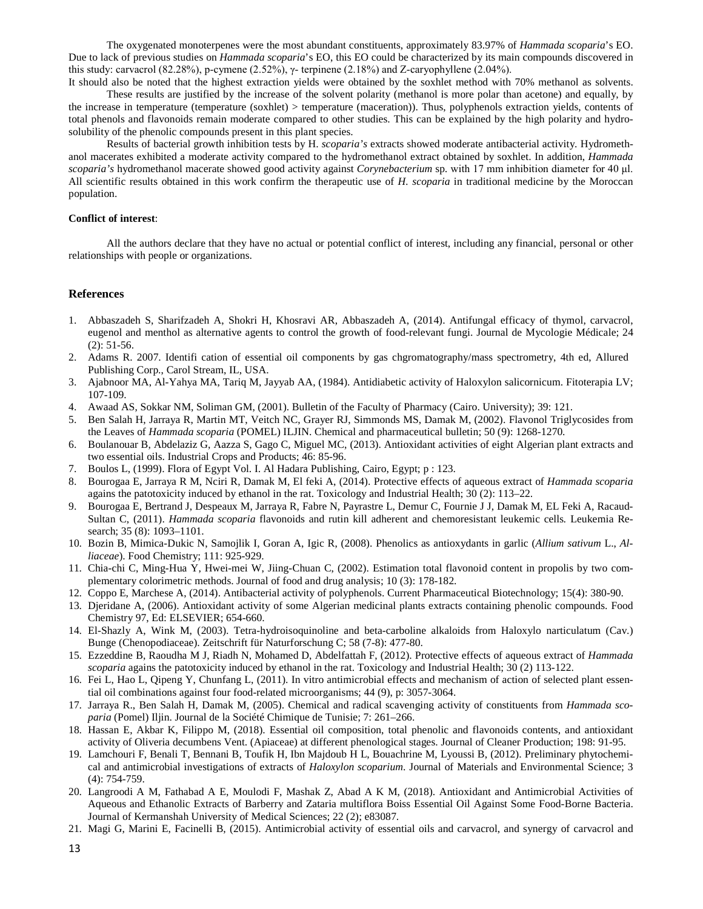The oxygenated monoterpenes were the most abundant constituents, approximately 83.97% of *Hammada scoparia*'s EO. Due to lack of previous studies on *Hammada scoparia*'s EO, this EO could be characterized by its main compounds discovered in this study: carvacrol (82.28%), p-cymene (2.52%), γ- terpinene (2.18%) and Z-caryophyllene (2.04%).

It should also be noted that the highest extraction yields were obtained by the soxhlet method with 70% methanol as solvents.

These results are justified by the increase of the solvent polarity (methanol is more polar than acetone) and equally, by the increase in temperature (temperature (soxhlet) > temperature (maceration)). Thus, polyphenols extraction yields, contents of total phenols and flavonoids remain moderate compared to other studies. This can be explained by the high polarity and hydro-solubility of the phenolic compounds present in this plant species.

Results of bacterial growth inhibition tests by H. *scoparia's* extracts showed moderate antibacterial activity. Hydromethanol macerates exhibited a moderate activity compared to the hydromethanol extract obtained by soxhlet. In addition, *Hammada scoparia's* hydromethanol macerate showed good activity against *Corynebacterium* sp. with 17 mm inhibition diameter for 40 µl. All scientific results obtained in this work confirm the therapeutic use of *H. scoparia* in traditional medicine by the Moroccan population.

**Conflict of interest**:

All the authors declare that they have no actual or potential conflict of interest, including any financial, personal or other relationships with people or organizations.

## References

1. Abbaszadeh S, Sharifzadeh A, Shokri H, Khosravi AR, Abbaszadeh A, (2014). Antifungal efficacy of thymol, carvacrol, eugenol and menthol as alternative agents to control the growth of food-relevant fungi. Journal de Mycologie Médicale; 24 (2): 51-56.
2. Adams R. 2007. Identifi cation of essential oil components by gas chgromatography/mass spectrometry, 4th ed, Allured Publishing Corp., Carol Stream, IL, USA.
3. Ajabnoor MA, Al-Yahya MA, Tariq M, Jayyab AA, (1984). Antidiabetic activity of Haloxylon salicornicum. Fitoterapia LV; 107-109.
4. Awaad AS, Sokkar NM, Soliman GM, (2001). Bulletin of the Faculty of Pharmacy (Cairo. University); 39: 121.
5. Ben Salah H, Jarraya R, Martin MT, Veitch NC, Grayer RJ, Simmonds MS, Damak M, (2002). Flavonol Triglycosides from the Leaves of *Hammada scoparia* (POMEL) ILJIN. Chemical and pharmaceutical bulletin; 50 (9): 1268-1270.
6. Boulanouar B, Abdelaziz G, Aazza S, Gago C, Miguel MC, (2013). Antioxidant activities of eight Algerian plant extracts and two essential oils. Industrial Crops and Products; 46: 85-96.
7. Boulos L, (1999). Flora of Egypt Vol. I. Al Hadara Publishing, Cairo, Egypt; p : 123.
8. Bourogaa E, Jarraya R M, Nciri R, Damak M, El feki A, (2014). Protective effects of aqueous extract of *Hammada scoparia* agains the patotoxicity induced by ethanol in the rat. Toxicology and Industrial Health; 30 (2): 113–22.
9. Bourogaa E, Bertrand J, Despeaux M, Jarraya R, Fabre N, Payrastre L, Demur C, Fournie J J, Damak M, EL Feki A, Racaud-Sultan C, (2011). *Hammada scoparia* flavonoids and rutin kill adherent and chemoresistant leukemic cells. Leukemia Research; 35 (8): 1093–1101.
10. Bozin B, Mimica-Dukic N, Samojlik I, Goran A, Igic R, (2008). Phenolics as antioxydants in garlic (*Allium sativum* L., *Alliaceae*). Food Chemistry; 111: 925-929.
11. Chia-chi C, Ming-Hua Y, Hwei-mei W, Jiing-Chuan C, (2002). Estimation total flavonoid content in propolis by two complementary colorimetric methods. Journal of food and drug analysis; 10 (3): 178-182.
12. Coppo E, Marchese A, (2014). Antibacterial activity of polyphenols. Current Pharmaceutical Biotechnology; 15(4): 380-90.
13. Djeridane A, (2006). Antioxidant activity of some Algerian medicinal plants extracts containing phenolic compounds. Food Chemistry 97, Ed: ELSEVIER; 654-660.
14. El-Shazly A, Wink M, (2003). Tetra-hydroisoquinoline and beta-carboline alkaloids from Haloxylo narticulatum (Cav.) Bunge (Chenopodiaceae). Zeitschrift für Naturforschung C; 58 (7-8): 477-80.
15. Ezzeddine B, Raoudha M J, Riadh N, Mohamed D, Abdelfattah F, (2012). Protective effects of aqueous extract of *Hammada scoparia* agains the patotoxicity induced by ethanol in the rat. Toxicology and Industrial Health; 30 (2) 113-122.
16. Fei L, Hao L, Qipeng Y, Chunfang L, (2011). In vitro antimicrobial effects and mechanism of action of selected plant essential oil combinations against four food-related microorganisms; 44 (9), p: 3057-3064.
17. Jarraya R., Ben Salah H, Damak M, (2005). Chemical and radical scavenging activity of constituents from *Hammada scoparia* (Pomel) Iljin. Journal de la Société Chimique de Tunisie; 7: 261–266.
18. Hassan E, Akbar K, Filippo M, (2018). Essential oil composition, total phenolic and flavonoids contents, and antioxidant activity of Oliveria decumbens Vent. (Apiaceae) at different phenological stages. Journal of Cleaner Production; 198: 91-95.
19. Lamchouri F, Benali T, Bennani B, Toufik H, Ibn Majdoub H L, Bouachrine M, Lyoussi B, (2012). Preliminary phytochemical and antimicrobial investigations of extracts of *Haloxylon scoparium*. Journal of Materials and Environmental Science; 3 (4): 754-759.
20. Langroodi A M, Fathabad A E, Moulodi F, Mashak Z, Abad A K M, (2018). Antioxidant and Antimicrobial Activities of Aqueous and Ethanolic Extracts of Barberry and Zataria multiflora Boiss Essential Oil Against Some Food-Borne Bacteria. Journal of Kermanshah University of Medical Sciences; 22 (2); e83087.
21. Magi G, Marini E, Facinelli B, (2015). Antimicrobial activity of essential oils and carvacrol, and synergy of carvacrol and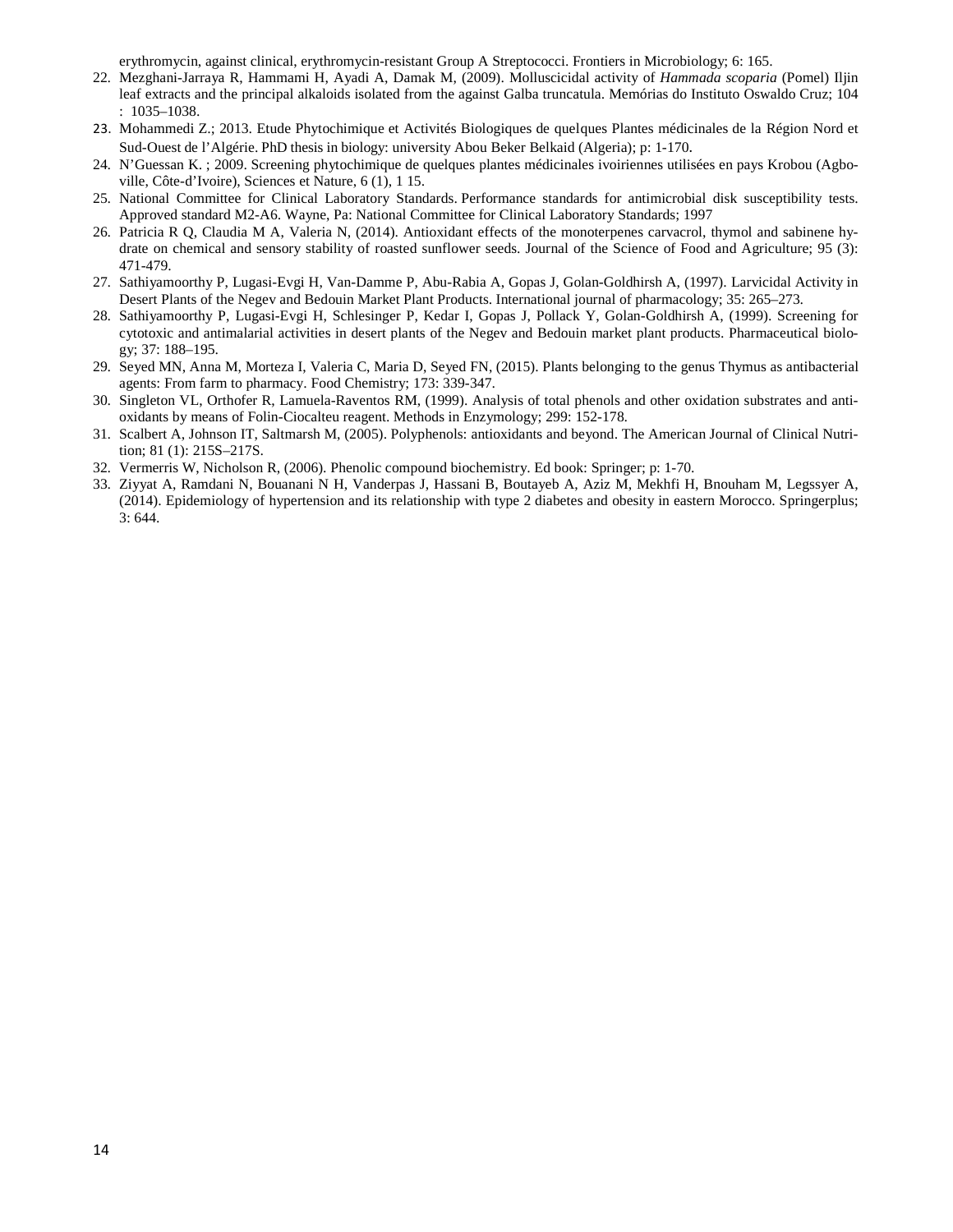erythromycin, against clinical, erythromycin-resistant Group A Streptococci. Frontiers in Microbiology; 6: 165.

22. Mezghani-Jarraya R, Hammami H, Ayadi A, Damak M, (2009). Molluscicidal activity of *Hammada scoparia* (Pomel) Iljin leaf extracts and the principal alkaloids isolated from the against Galba truncatula. Memórias do Instituto Oswaldo Cruz; 104 : 1035–1038.
23. Mohammedi Z.; 2013. Etude Phytochimique et Activités Biologiques de quelques Plantes médicinales de la Région Nord et Sud-Ouest de l'Algérie. PhD thesis in biology: university Abou Beker Belkaid (Algeria); p: 1-170.
24. N'Guessan K. ; 2009. Screening phytochimique de quelques plantes médicinales ivoiriennes utilisées en pays Krobou (Agboville, Côte-d'Ivoire), Sciences et Nature, 6 (1), 1 15.
25. National Committee for Clinical Laboratory Standards. Performance standards for antimicrobial disk susceptibility tests. Approved standard M2-A6. Wayne, Pa: National Committee for Clinical Laboratory Standards; 1997
26. Patricia R Q, Claudia M A, Valeria N, (2014). Antioxidant effects of the monoterpenes carvacrol, thymol and sabinene hydrate on chemical and sensory stability of roasted sunflower seeds. Journal of the Science of Food and Agriculture; 95 (3): 471-479.
27. Sathiyamoorthy P, Lugasi-Evgi H, Van-Damme P, Abu-Rabia A, Gopas J, Golan-Goldhirsh A, (1997). Larvicidal Activity in Desert Plants of the Negev and Bedouin Market Plant Products. International journal of pharmacology; 35: 265–273.
28. Sathiyamoorthy P, Lugasi-Evgi H, Schlesinger P, Kedar I, Gopas J, Pollack Y, Golan-Goldhirsh A, (1999). Screening for cytotoxic and antimalarial activities in desert plants of the Negev and Bedouin market plant products. Pharmaceutical biology; 37: 188–195.
29. Seyed MN, Anna M, Morteza I, Valeria C, Maria D, Seyed FN, (2015). Plants belonging to the genus Thymus as antibacterial agents: From farm to pharmacy. Food Chemistry; 173: 339-347.
30. Singleton VL, Orthofer R, Lamuela-Raventos RM, (1999). Analysis of total phenols and other oxidation substrates and antioxidants by means of Folin-Ciocalteu reagent. Methods in Enzymology; 299: 152-178.
31. Scalbert A, Johnson IT, Saltmarsh M, (2005). Polyphenols: antioxidants and beyond. The American Journal of Clinical Nutrition; 81 (1): 215S–217S.
32. Vermerris W, Nicholson R, (2006). Phenolic compound biochemistry. Ed book: Springer; p: 1-70.
33. Ziyyat A, Ramdani N, Bouanani N H, Vanderpas J, Hassani B, Boutayeb A, Aziz M, Mekhfi H, Bnouham M, Legssyer A, (2014). Epidemiology of hypertension and its relationship with type 2 diabetes and obesity in eastern Morocco. Springerplus; 3: 644.